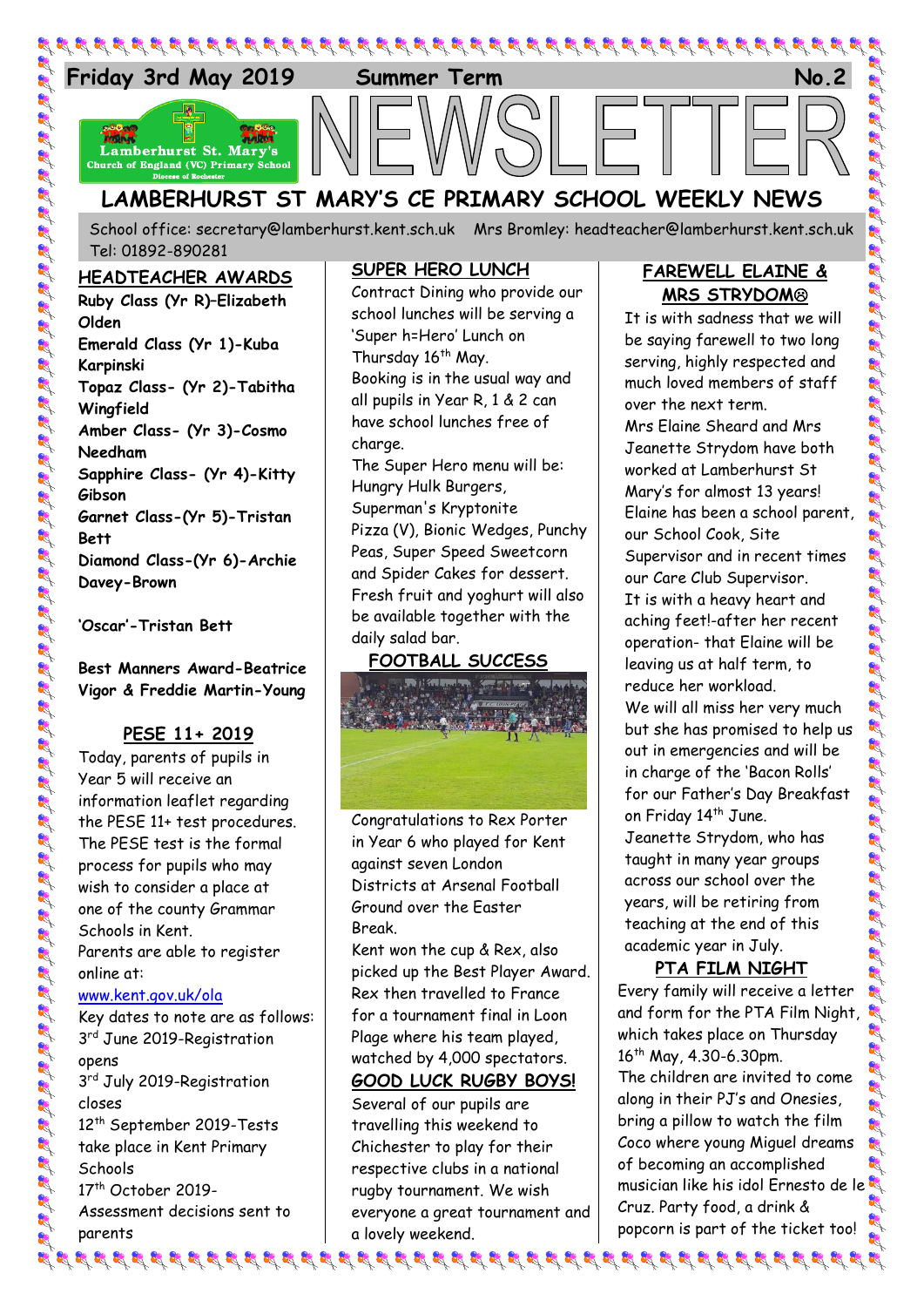Friday 3rd May 2019 Summer Term No.2

# NEWSLETTER

## LAMBERHURST ST MARY'S CE PRIMARY SCHOOL WEEKLY NEWS

School office: secretary@lamberhurst.kent.sch.uk Mrs Bromley: headteacher@lamberhurst.kent.sch.uk Tel: 01892-890281

### HEADTEACHER AWARDS

**Ruby Class (Yr R)–Elizabeth Olden**
**Emerald Class (Yr 1)-Kuba Karpinski**
**Topaz Class- (Yr 2)-Tabitha Wingfield**
**Amber Class- (Yr 3)-Cosmo Needham**
**Sapphire Class- (Yr 4)-Kitty Gibson**
**Garnet Class-(Yr 5)-Tristan Bett**
**Diamond Class-(Yr 6)-Archie Davey-Brown**

**'Oscar'-Tristan Bett**

**Best Manners Award-Beatrice Vigor & Freddie Martin-Young**

### PESE 11+ 2019

Today, parents of pupils in Year 5 will receive an information leaflet regarding the PESE 11+ test procedures. The PESE test is the formal process for pupils who may wish to consider a place at one of the county Grammar Schools in Kent.
Parents are able to register online at:
www.kent.gov.uk/ola
Key dates to note are as follows:
3rd June 2019-Registration opens
3rd July 2019-Registration closes
12th September 2019-Tests take place in Kent Primary Schools
17th October 2019-Assessment decisions sent to parents

### SUPER HERO LUNCH

Contract Dining who provide our school lunches will be serving a 'Super h=Hero' Lunch on Thursday 16th May.
Booking is in the usual way and all pupils in Year R, 1 & 2 can have school lunches free of charge.
The Super Hero menu will be: Hungry Hulk Burgers, Superman's Kryptonite Pizza (V), Bionic Wedges, Punchy Peas, Super Speed Sweetcorn and Spider Cakes for dessert.
Fresh fruit and yoghurt will also be available together with the daily salad bar.

### FOOTBALL SUCCESS

Congratulations to Rex Porter in Year 6 who played for Kent against seven London Districts at Arsenal Football Ground over the Easter Break.
Kent won the cup & Rex, also picked up the Best Player Award.
Rex then travelled to France for a tournament final in Loon Plage where his team played, watched by 4,000 spectators.

### GOOD LUCK RUGBY BOYS!

Several of our pupils are travelling this weekend to Chichester to play for their respective clubs in a national rugby tournament. We wish everyone a great tournament and a lovely weekend.

### FAREWELL ELAINE & MRS STRYDOM☹

It is with sadness that we will be saying farewell to two long serving, highly respected and much loved members of staff over the next term.
Mrs Elaine Sheard and Mrs Jeanette Strydom have both worked at Lamberhurst St Mary's for almost 13 years!
Elaine has been a school parent, our School Cook, Site Supervisor and in recent times our Care Club Supervisor.
It is with a heavy heart and aching feet!-after her recent operation- that Elaine will be leaving us at half term, to reduce her workload.
We will all miss her very much but she has promised to help us out in emergencies and will be in charge of the 'Bacon Rolls' for our Father's Day Breakfast on Friday 14th June.
Jeanette Strydom, who has taught in many year groups across our school over the years, will be retiring from teaching at the end of this academic year in July.

### PTA FILM NIGHT

Every family will receive a letter and form for the PTA Film Night, which takes place on Thursday 16th May, 4.30-6.30pm.
The children are invited to come along in their PJ's and Onesies, bring a pillow to watch the film Coco where young Miguel dreams of becoming an accomplished musician like his idol Ernesto de le Cruz. Party food, a drink & popcorn is part of the ticket too!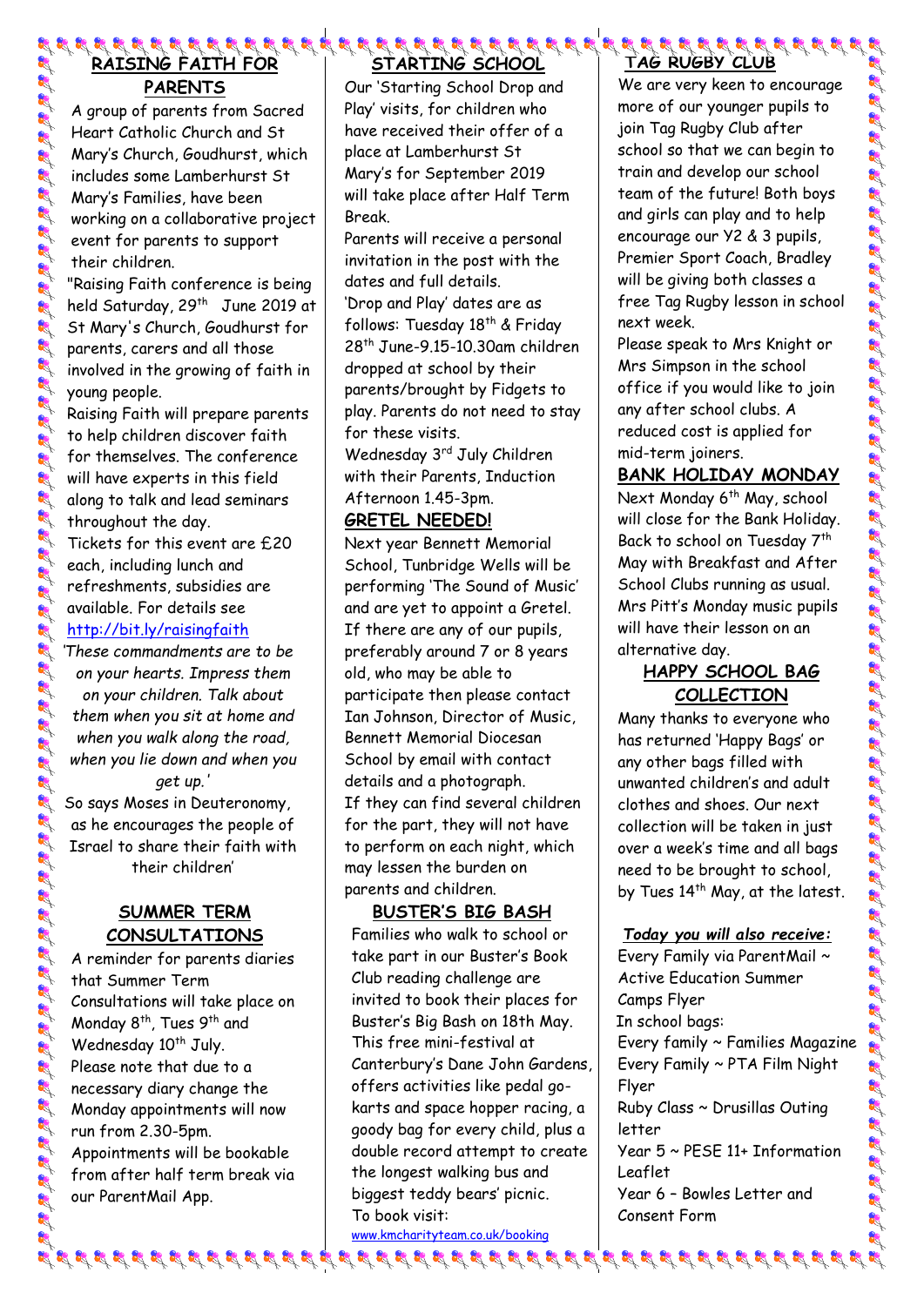## RAISING FAITH FOR PARENTS

A group of parents from Sacred Heart Catholic Church and St Mary's Church, Goudhurst, which includes some Lamberhurst St Mary's Families, have been working on a collaborative project event for parents to support their children.

"Raising Faith conference is being held Saturday, 29th June 2019 at St Mary's Church, Goudhurst for parents, carers and all those involved in the growing of faith in young people.

Raising Faith will prepare parents to help children discover faith for themselves. The conference will have experts in this field along to talk and lead seminars throughout the day.

Tickets for this event are £20 each, including lunch and refreshments, subsidies are available. For details see http://bit.ly/raisingfaith

*'These commandments are to be on your hearts. Impress them on your children. Talk about them when you sit at home and when you walk along the road, when you lie down and when you get up.'*

So says Moses in Deuteronomy, as he encourages the people of Israel to share their faith with their children'

## SUMMER TERM CONSULTATIONS

A reminder for parents diaries that Summer Term Consultations will take place on Monday 8th, Tues 9th and Wednesday 10th July.

Please note that due to a necessary diary change the Monday appointments will now run from 2.30-5pm.

Appointments will be bookable from after half term break via our ParentMail App.

## STARTING SCHOOL

Our 'Starting School Drop and Play' visits, for children who have received their offer of a place at Lamberhurst St Mary's for September 2019 will take place after Half Term Break.

Parents will receive a personal invitation in the post with the dates and full details.

'Drop and Play' dates are as follows: Tuesday 18th & Friday 28th June-9.15-10.30am children dropped at school by their parents/brought by Fidgets to play. Parents do not need to stay for these visits.

Wednesday 3rd July Children with their Parents, Induction Afternoon 1.45-3pm.

## GRETEL NEEDED!

Next year Bennett Memorial School, Tunbridge Wells will be performing 'The Sound of Music' and are yet to appoint a Gretel. If there are any of our pupils, preferably around 7 or 8 years old, who may be able to participate then please contact Ian Johnson, Director of Music, Bennett Memorial Diocesan School by email with contact details and a photograph.

If they can find several children for the part, they will not have to perform on each night, which may lessen the burden on parents and children.

## BUSTER'S BIG BASH

Families who walk to school or take part in our Buster's Book Club reading challenge are invited to book their places for Buster's Big Bash on 18th May. This free mini-festival at Canterbury's Dane John Gardens, offers activities like pedal go-karts and space hopper racing, a goody bag for every child, plus a double record attempt to create the longest walking bus and biggest teddy bears' picnic.

To book visit:
www.kmcharityteam.co.uk/booking

## TAG RUGBY CLUB

We are very keen to encourage more of our younger pupils to join Tag Rugby Club after school so that we can begin to train and develop our school team of the future! Both boys and girls can play and to help encourage our Y2 & 3 pupils, Premier Sport Coach, Bradley will be giving both classes a free Tag Rugby lesson in school next week.

Please speak to Mrs Knight or Mrs Simpson in the school office if you would like to join any after school clubs. A reduced cost is applied for mid-term joiners.

## BANK HOLIDAY MONDAY

Next Monday 6th May, school will close for the Bank Holiday. Back to school on Tuesday 7th May with Breakfast and After School Clubs running as usual. Mrs Pitt's Monday music pupils will have their lesson on an alternative day.

## HAPPY SCHOOL BAG COLLECTION

Many thanks to everyone who has returned 'Happy Bags' or any other bags filled with unwanted children's and adult clothes and shoes. Our next collection will be taken in just over a week's time and all bags need to be brought to school, by Tues 14th May, at the latest.

***Today you will also receive:***

Every Family via ParentMail ~ Active Education Summer Camps Flyer

In school bags:

Every family ~ Families Magazine

Every Family ~ PTA Film Night Flyer

Ruby Class ~ Drusillas Outing letter

Year 5 ~ PESE 11+ Information Leaflet

Year 6 – Bowles Letter and Consent Form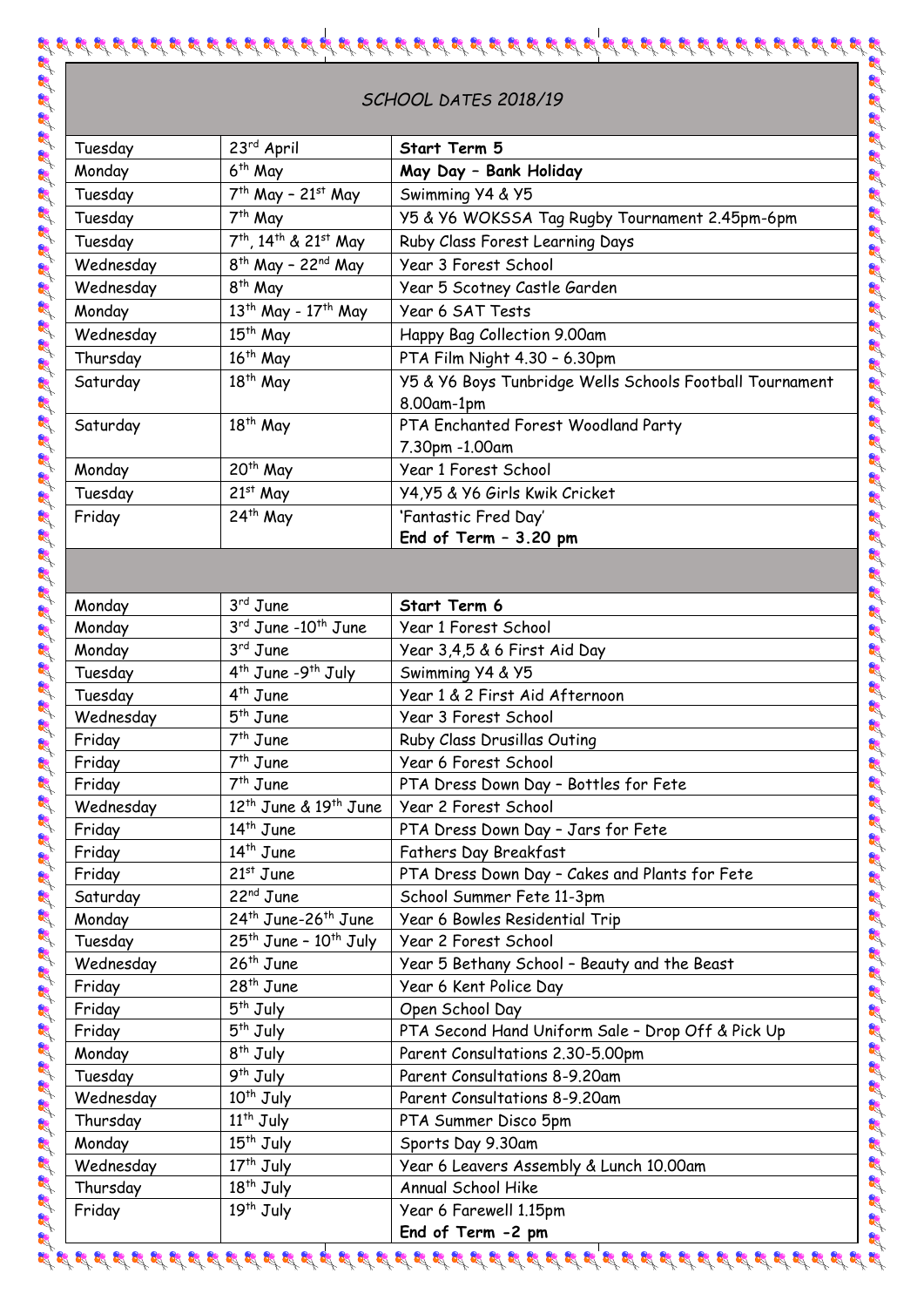*SCHOOL DATES 2018/19*

| | | |
|---|---|---|
| Tuesday | 23rd April | **Start Term 5** |
| Monday | 6th May | **May Day – Bank Holiday** |
| Tuesday | 7th May – 21st May | Swimming Y4 & Y5 |
| Tuesday | 7th May | Y5 & Y6 WOKSSA Tag Rugby Tournament 2.45pm-6pm |
| Tuesday | 7th, 14th & 21st May | Ruby Class Forest Learning Days |
| Wednesday | 8th May – 22nd May | Year 3 Forest School |
| Wednesday | 8th May | Year 5 Scotney Castle Garden |
| Monday | 13th May - 17th May | Year 6 SAT Tests |
| Wednesday | 15th May | Happy Bag Collection 9.00am |
| Thursday | 16th May | PTA Film Night 4.30 – 6.30pm |
| Saturday | 18th May | Y5 & Y6 Boys Tunbridge Wells Schools Football Tournament 8.00am-1pm |
| Saturday | 18th May | PTA Enchanted Forest Woodland Party 7.30pm -1.00am |
| Monday | 20th May | Year 1 Forest School |
| Tuesday | 21st May | Y4,Y5 & Y6 Girls Kwik Cricket |
| Friday | 24th May | 'Fantastic Fred Day' **End of Term – 3.20 pm** |
| | | |
| Monday | 3rd June | **Start Term 6** |
| Monday | 3rd June -10th June | Year 1 Forest School |
| Monday | 3rd June | Year 3,4,5 & 6 First Aid Day |
| Tuesday | 4th June -9th July | Swimming Y4 & Y5 |
| Tuesday | 4th June | Year 1 & 2 First Aid Afternoon |
| Wednesday | 5th June | Year 3 Forest School |
| Friday | 7th June | Ruby Class Drusillas Outing |
| Friday | 7th June | Year 6 Forest School |
| Friday | 7th June | PTA Dress Down Day – Bottles for Fete |
| Wednesday | 12th June & 19th June | Year 2 Forest School |
| Friday | 14th June | PTA Dress Down Day – Jars for Fete |
| Friday | 14th June | Fathers Day Breakfast |
| Friday | 21st June | PTA Dress Down Day – Cakes and Plants for Fete |
| Saturday | 22nd June | School Summer Fete 11-3pm |
| Monday | 24th June-26th June | Year 6 Bowles Residential Trip |
| Tuesday | 25th June – 10th July | Year 2 Forest School |
| Wednesday | 26th June | Year 5 Bethany School – Beauty and the Beast |
| Friday | 28th June | Year 6 Kent Police Day |
| Friday | 5th July | Open School Day |
| Friday | 5th July | PTA Second Hand Uniform Sale – Drop Off & Pick Up |
| Monday | 8th July | Parent Consultations 2.30-5.00pm |
| Tuesday | 9th July | Parent Consultations 8-9.20am |
| Wednesday | 10th July | Parent Consultations 8-9.20am |
| Thursday | 11th July | PTA Summer Disco 5pm |
| Monday | 15th July | Sports Day 9.30am |
| Wednesday | 17th July | Year 6 Leavers Assembly & Lunch 10.00am |
| Thursday | 18th July | Annual School Hike |
| Friday | 19th July | Year 6 Farewell 1.15pm **End of Term -2 pm** |